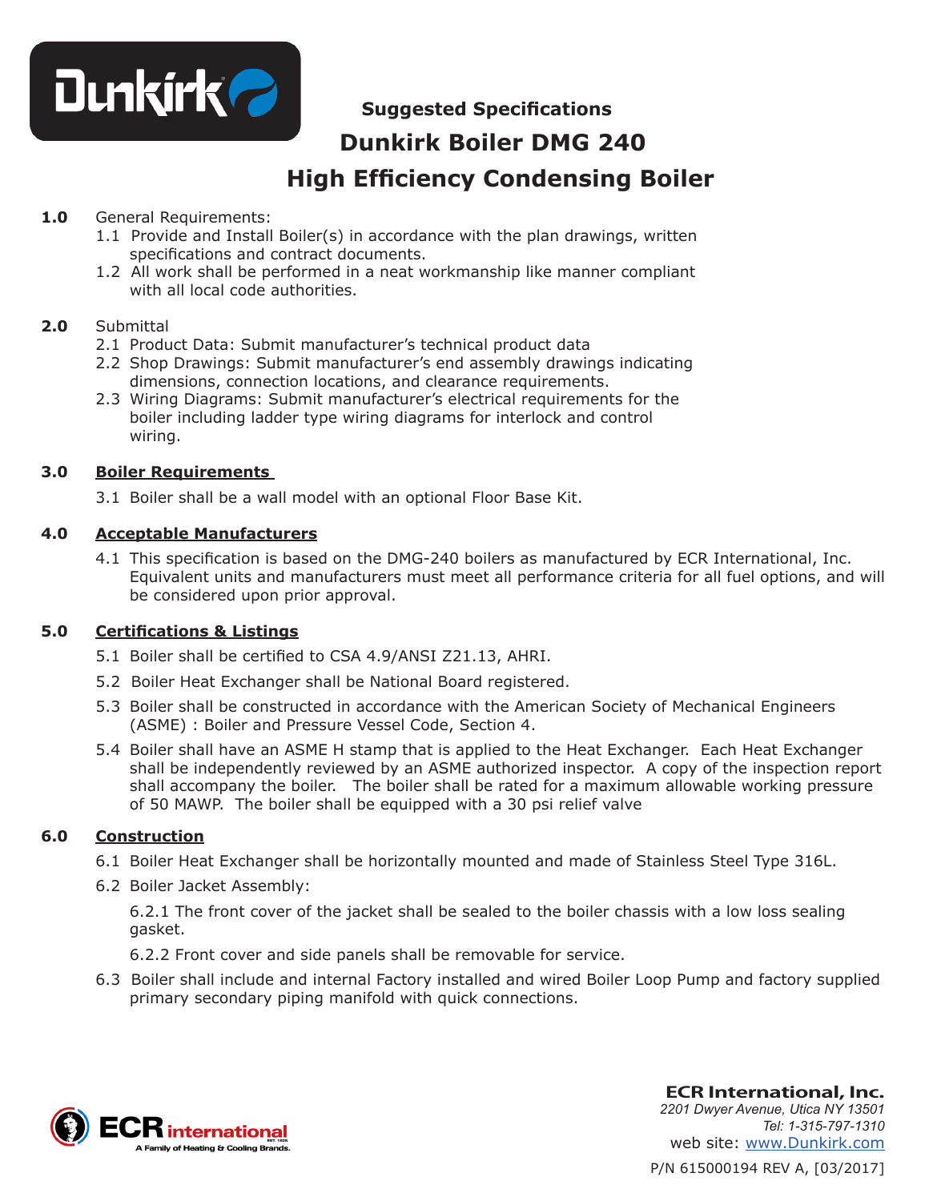# Suggested Specifications

## Dunkirk Boiler DMG 240

## High Efficiency Condensing Boiler

**1.0** General Requirements:

1.1 Provide and Install Boiler(s) in accordance with the plan drawings, written specifications and contract documents.

1.2 All work shall be performed in a neat workmanship like manner compliant with all local code authorities.

**2.0** Submittal

2.1 Product Data: Submit manufacturer's technical product data

2.2 Shop Drawings: Submit manufacturer's end assembly drawings indicating dimensions, connection locations, and clearance requirements.

2.3 Wiring Diagrams: Submit manufacturer's electrical requirements for the boiler including ladder type wiring diagrams for interlock and control wiring.

**3.0** **Boiler Requirements**

3.1 Boiler shall be a wall model with an optional Floor Base Kit.

**4.0** **Acceptable Manufacturers**

4.1 This specification is based on the DMG-240 boilers as manufactured by ECR International, Inc. Equivalent units and manufacturers must meet all performance criteria for all fuel options, and will be considered upon prior approval.

**5.0** **Certifications & Listings**

5.1 Boiler shall be certified to CSA 4.9/ANSI Z21.13, AHRI.

5.2 Boiler Heat Exchanger shall be National Board registered.

5.3 Boiler shall be constructed in accordance with the American Society of Mechanical Engineers (ASME) : Boiler and Pressure Vessel Code, Section 4.

5.4 Boiler shall have an ASME H stamp that is applied to the Heat Exchanger. Each Heat Exchanger shall be independently reviewed by an ASME authorized inspector. A copy of the inspection report shall accompany the boiler. The boiler shall be rated for a maximum allowable working pressure of 50 MAWP. The boiler shall be equipped with a 30 psi relief valve

**6.0** **Construction**

6.1 Boiler Heat Exchanger shall be horizontally mounted and made of Stainless Steel Type 316L.

6.2 Boiler Jacket Assembly:

6.2.1 The front cover of the jacket shall be sealed to the boiler chassis with a low loss sealing gasket.

6.2.2 Front cover and side panels shall be removable for service.

6.3 Boiler shall include and internal Factory installed and wired Boiler Loop Pump and factory supplied primary secondary piping manifold with quick connections.

**ECR International, Inc.**
*2201 Dwyer Avenue, Utica NY 13501*
*Tel: 1-315-797-1310*
web site: www.Dunkirk.com

P/N 615000194 REV A, [03/2017]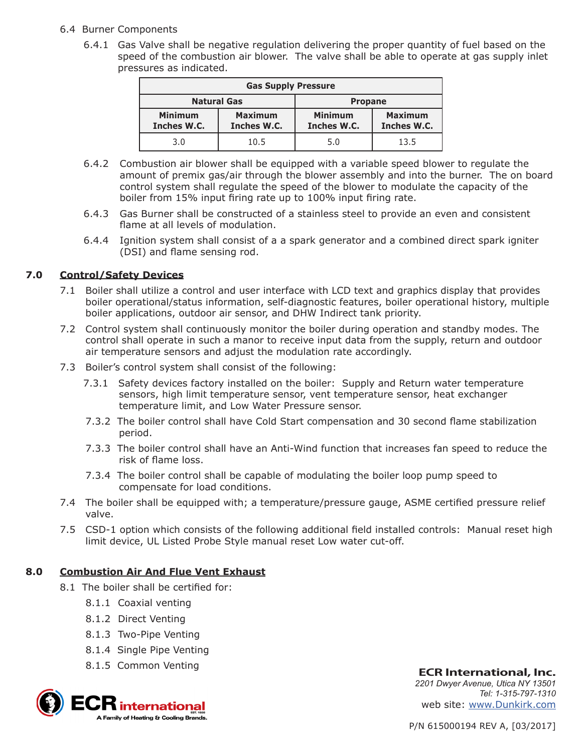6.4 Burner Components

6.4.1 Gas Valve shall be negative regulation delivering the proper quantity of fuel based on the speed of the combustion air blower. The valve shall be able to operate at gas supply inlet pressures as indicated.

| Gas Supply Pressure | | | |
|---|---|---|---|
| Natural Gas | | Propane | |
| Minimum Inches W.C. | Maximum Inches W.C. | Minimum Inches W.C. | Maximum Inches W.C. |
| 3.0 | 10.5 | 5.0 | 13.5 |

6.4.2 Combustion air blower shall be equipped with a variable speed blower to regulate the amount of premix gas/air through the blower assembly and into the burner. The on board control system shall regulate the speed of the blower to modulate the capacity of the boiler from 15% input firing rate up to 100% input firing rate.

6.4.3 Gas Burner shall be constructed of a stainless steel to provide an even and consistent flame at all levels of modulation.

6.4.4 Ignition system shall consist of a a spark generator and a combined direct spark igniter (DSI) and flame sensing rod.

## 7.0 Control/Safety Devices

7.1 Boiler shall utilize a control and user interface with LCD text and graphics display that provides boiler operational/status information, self-diagnostic features, boiler operational history, multiple boiler applications, outdoor air sensor, and DHW Indirect tank priority.

7.2 Control system shall continuously monitor the boiler during operation and standby modes. The control shall operate in such a manor to receive input data from the supply, return and outdoor air temperature sensors and adjust the modulation rate accordingly.

7.3 Boiler's control system shall consist of the following:

7.3.1 Safety devices factory installed on the boiler: Supply and Return water temperature sensors, high limit temperature sensor, vent temperature sensor, heat exchanger temperature limit, and Low Water Pressure sensor.

7.3.2 The boiler control shall have Cold Start compensation and 30 second flame stabilization period.

7.3.3 The boiler control shall have an Anti-Wind function that increases fan speed to reduce the risk of flame loss.

7.3.4 The boiler control shall be capable of modulating the boiler loop pump speed to compensate for load conditions.

7.4 The boiler shall be equipped with; a temperature/pressure gauge, ASME certified pressure relief valve.

7.5 CSD-1 option which consists of the following additional field installed controls: Manual reset high limit device, UL Listed Probe Style manual reset Low water cut-off.

## 8.0 Combustion Air And Flue Vent Exhaust

8.1 The boiler shall be certified for:

8.1.1 Coaxial venting

8.1.2 Direct Venting

8.1.3 Two-Pipe Venting

8.1.4 Single Pipe Venting

8.1.5 Common Venting

**ECR International, Inc.**
*2201 Dwyer Avenue, Utica NY 13501*
*Tel: 1-315-797-1310*
web site: www.Dunkirk.com

P/N 615000194 REV A, [03/2017]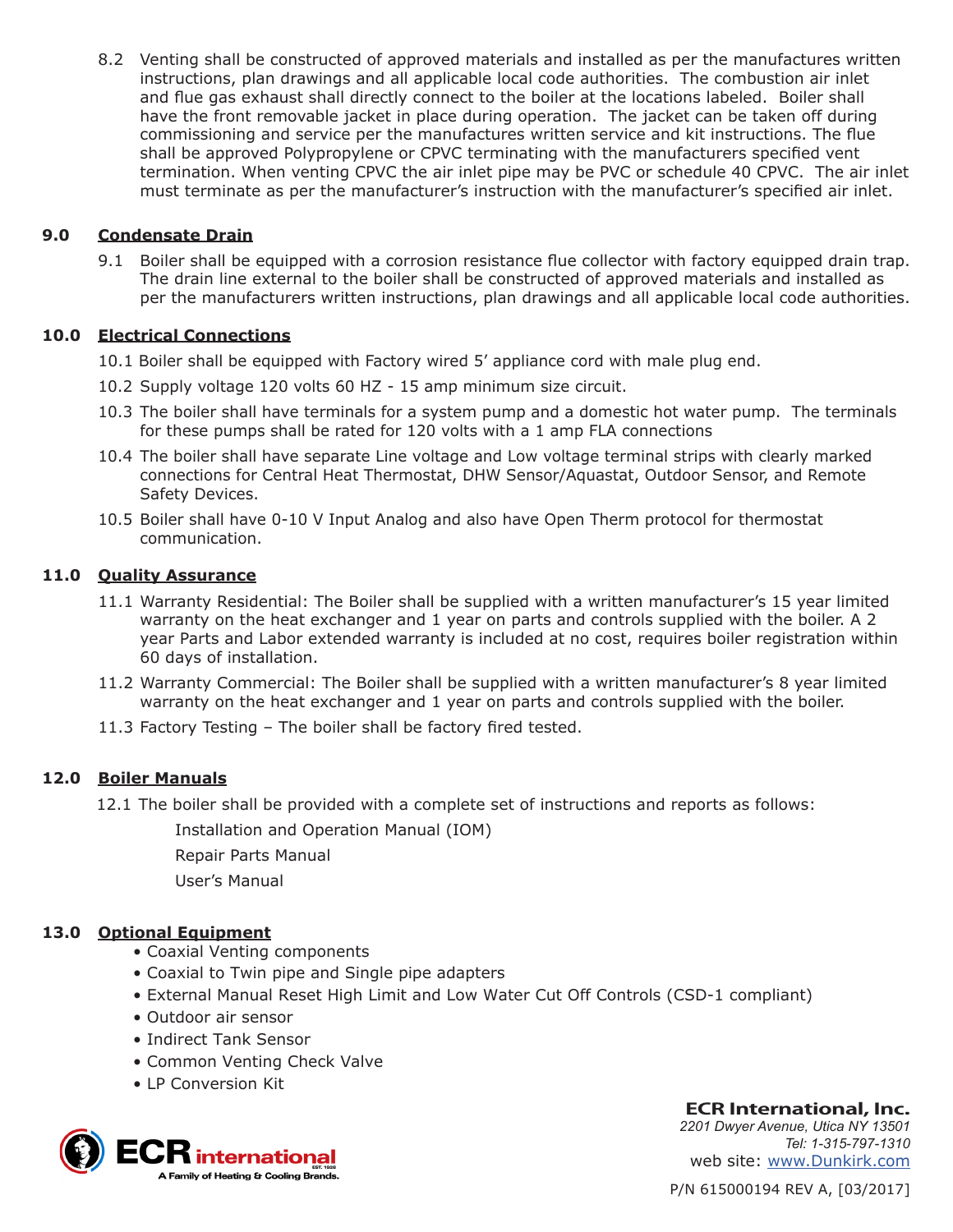8.2 Venting shall be constructed of approved materials and installed as per the manufactures written instructions, plan drawings and all applicable local code authorities. The combustion air inlet and flue gas exhaust shall directly connect to the boiler at the locations labeled. Boiler shall have the front removable jacket in place during operation. The jacket can be taken off during commissioning and service per the manufactures written service and kit instructions. The flue shall be approved Polypropylene or CPVC terminating with the manufacturers specified vent termination. When venting CPVC the air inlet pipe may be PVC or schedule 40 CPVC. The air inlet must terminate as per the manufacturer's instruction with the manufacturer's specified air inlet.

## 9.0 Condensate Drain

9.1 Boiler shall be equipped with a corrosion resistance flue collector with factory equipped drain trap. The drain line external to the boiler shall be constructed of approved materials and installed as per the manufacturers written instructions, plan drawings and all applicable local code authorities.

## 10.0 Electrical Connections

10.1 Boiler shall be equipped with Factory wired 5' appliance cord with male plug end.

10.2 Supply voltage 120 volts 60 HZ - 15 amp minimum size circuit.

10.3 The boiler shall have terminals for a system pump and a domestic hot water pump. The terminals for these pumps shall be rated for 120 volts with a 1 amp FLA connections

10.4 The boiler shall have separate Line voltage and Low voltage terminal strips with clearly marked connections for Central Heat Thermostat, DHW Sensor/Aquastat, Outdoor Sensor, and Remote Safety Devices.

10.5 Boiler shall have 0-10 V Input Analog and also have Open Therm protocol for thermostat communication.

## 11.0 Quality Assurance

11.1 Warranty Residential: The Boiler shall be supplied with a written manufacturer's 15 year limited warranty on the heat exchanger and 1 year on parts and controls supplied with the boiler. A 2 year Parts and Labor extended warranty is included at no cost, requires boiler registration within 60 days of installation.

11.2 Warranty Commercial: The Boiler shall be supplied with a written manufacturer's 8 year limited warranty on the heat exchanger and 1 year on parts and controls supplied with the boiler.

11.3 Factory Testing – The boiler shall be factory fired tested.

## 12.0 Boiler Manuals

12.1 The boiler shall be provided with a complete set of instructions and reports as follows:

Installation and Operation Manual (IOM)

Repair Parts Manual

User's Manual

## 13.0 Optional Equipment

- Coaxial Venting components
- Coaxial to Twin pipe and Single pipe adapters
- External Manual Reset High Limit and Low Water Cut Off Controls (CSD-1 compliant)
- Outdoor air sensor
- Indirect Tank Sensor
- Common Venting Check Valve
- LP Conversion Kit

ECR international EST. 1928
A Family of Heating & Cooling Brands.

**ECR International, Inc.**
*2201 Dwyer Avenue, Utica NY 13501*
*Tel: 1-315-797-1310*
web site: www.Dunkirk.com

P/N 615000194 REV A, [03/2017]